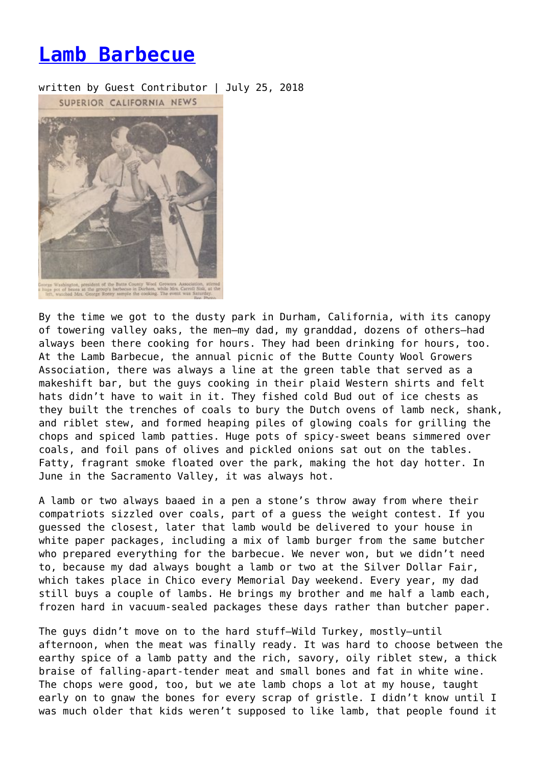# [Lamb Barbecue]

written by Guest Contributor | July 25, 2018

SUPERIOR CALIFORNIA NEWS

George Washington, president of the Butte County Wool Growers Association, stirred a huge pot of beans at the group's barbecue in Durham, while Mrs. Carroll Sisk, at the left, watched Mrs. George Rottey sample the cooking. The event was Saturday. Bee Photo

By the time we got to the dusty park in Durham, California, with its canopy of towering valley oaks, the men—my dad, my granddad, dozens of others—had always been there cooking for hours. They had been drinking for hours, too. At the Lamb Barbecue, the annual picnic of the Butte County Wool Growers Association, there was always a line at the green table that served as a makeshift bar, but the guys cooking in their plaid Western shirts and felt hats didn't have to wait in it. They fished cold Bud out of ice chests as they built the trenches of coals to bury the Dutch ovens of lamb neck, shank, and riblet stew, and formed heaping piles of glowing coals for grilling the chops and spiced lamb patties. Huge pots of spicy-sweet beans simmered over coals, and foil pans of olives and pickled onions sat out on the tables. Fatty, fragrant smoke floated over the park, making the hot day hotter. In June in the Sacramento Valley, it was always hot.

A lamb or two always baaed in a pen a stone's throw away from where their compatriots sizzled over coals, part of a guess the weight contest. If you guessed the closest, later that lamb would be delivered to your house in white paper packages, including a mix of lamb burger from the same butcher who prepared everything for the barbecue. We never won, but we didn't need to, because my dad always bought a lamb or two at the Silver Dollar Fair, which takes place in Chico every Memorial Day weekend. Every year, my dad still buys a couple of lambs. He brings my brother and me half a lamb each, frozen hard in vacuum-sealed packages these days rather than butcher paper.

The guys didn't move on to the hard stuff—Wild Turkey, mostly—until afternoon, when the meat was finally ready. It was hard to choose between the earthy spice of a lamb patty and the rich, savory, oily riblet stew, a thick braise of falling-apart-tender meat and small bones and fat in white wine. The chops were good, too, but we ate lamb chops a lot at my house, taught early on to gnaw the bones for every scrap of gristle. I didn't know until I was much older that kids weren't supposed to like lamb, that people found it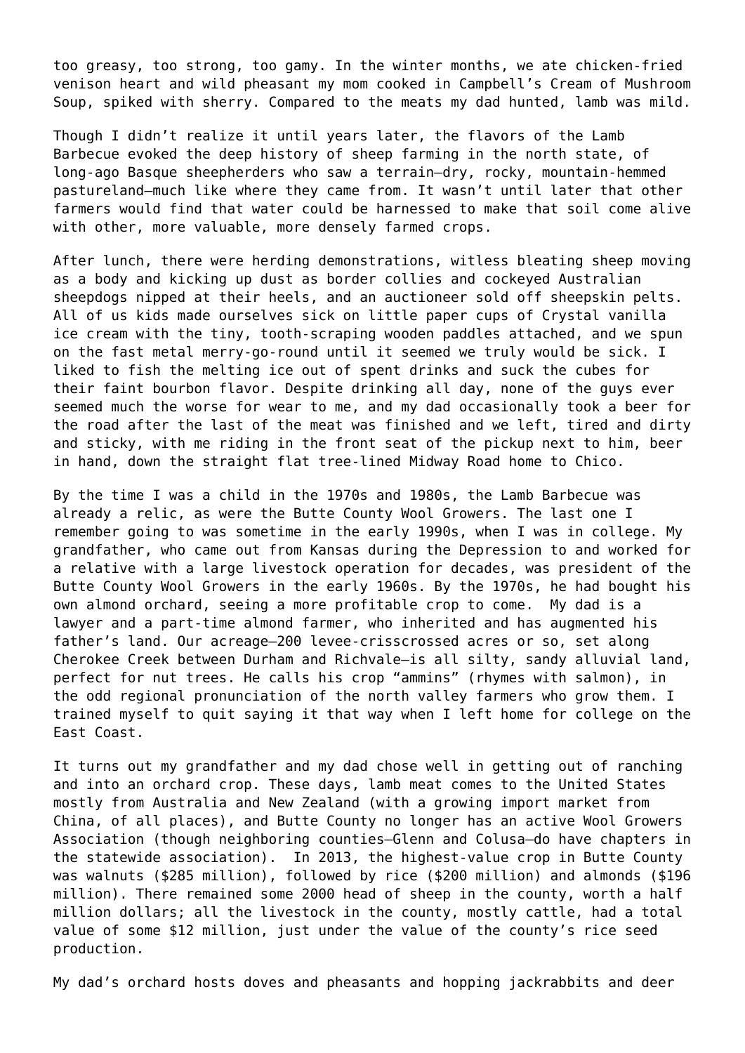too greasy, too strong, too gamy. In the winter months, we ate chicken-fried venison heart and wild pheasant my mom cooked in Campbell's Cream of Mushroom Soup, spiked with sherry. Compared to the meats my dad hunted, lamb was mild.

Though I didn't realize it until years later, the flavors of the Lamb Barbecue evoked the deep history of sheep farming in the north state, of long-ago Basque sheepherders who saw a terrain—dry, rocky, mountain-hemmed pastureland—much like where they came from. It wasn't until later that other farmers would find that water could be harnessed to make that soil come alive with other, more valuable, more densely farmed crops.

After lunch, there were herding demonstrations, witless bleating sheep moving as a body and kicking up dust as border collies and cockeyed Australian sheepdogs nipped at their heels, and an auctioneer sold off sheepskin pelts. All of us kids made ourselves sick on little paper cups of Crystal vanilla ice cream with the tiny, tooth-scraping wooden paddles attached, and we spun on the fast metal merry-go-round until it seemed we truly would be sick. I liked to fish the melting ice out of spent drinks and suck the cubes for their faint bourbon flavor. Despite drinking all day, none of the guys ever seemed much the worse for wear to me, and my dad occasionally took a beer for the road after the last of the meat was finished and we left, tired and dirty and sticky, with me riding in the front seat of the pickup next to him, beer in hand, down the straight flat tree-lined Midway Road home to Chico.

By the time I was a child in the 1970s and 1980s, the Lamb Barbecue was already a relic, as were the Butte County Wool Growers. The last one I remember going to was sometime in the early 1990s, when I was in college. My grandfather, who came out from Kansas during the Depression to and worked for a relative with a large livestock operation for decades, was president of the Butte County Wool Growers in the early 1960s. By the 1970s, he had bought his own almond orchard, seeing a more profitable crop to come. My dad is a lawyer and a part-time almond farmer, who inherited and has augmented his father's land. Our acreage—200 levee-crisscrossed acres or so, set along Cherokee Creek between Durham and Richvale—is all silty, sandy alluvial land, perfect for nut trees. He calls his crop "ammins" (rhymes with salmon), in the odd regional pronunciation of the north valley farmers who grow them. I trained myself to quit saying it that way when I left home for college on the East Coast.

It turns out my grandfather and my dad chose well in getting out of ranching and into an orchard crop. These days, lamb meat comes to the United States mostly from Australia and New Zealand (with a growing import market from China, of all places), and Butte County no longer has an active Wool Growers Association (though neighboring counties—Glenn and Colusa—do have chapters in the statewide association). In 2013, the highest-value crop in Butte County was walnuts ($285 million), followed by rice ($200 million) and almonds ($196 million). There remained some 2000 head of sheep in the county, worth a half million dollars; all the livestock in the county, mostly cattle, had a total value of some $12 million, just under the value of the county's rice seed production.

My dad's orchard hosts doves and pheasants and hopping jackrabbits and deer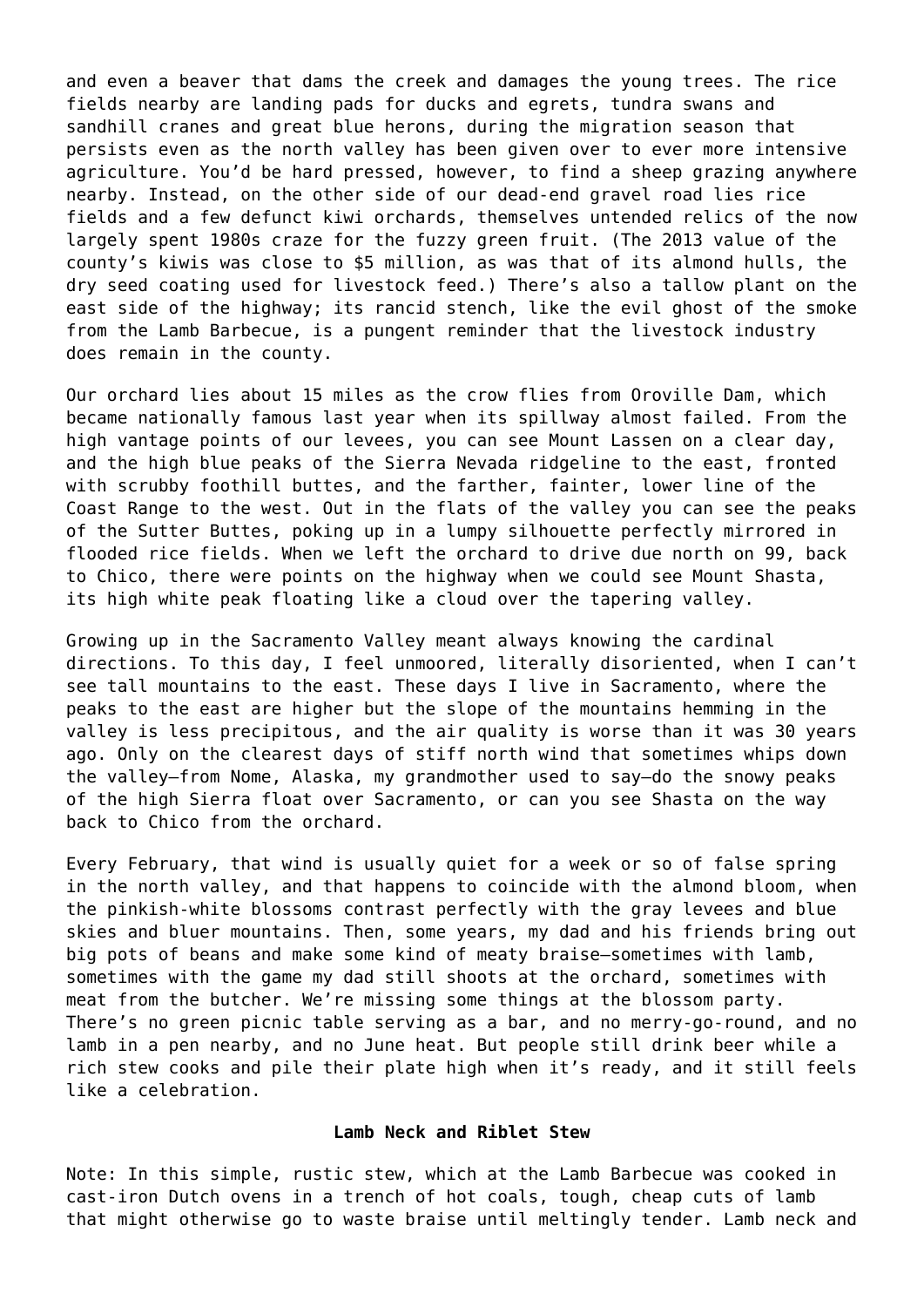and even a beaver that dams the creek and damages the young trees. The rice fields nearby are landing pads for ducks and egrets, tundra swans and sandhill cranes and great blue herons, during the migration season that persists even as the north valley has been given over to ever more intensive agriculture. You'd be hard pressed, however, to find a sheep grazing anywhere nearby. Instead, on the other side of our dead-end gravel road lies rice fields and a few defunct kiwi orchards, themselves untended relics of the now largely spent 1980s craze for the fuzzy green fruit. (The 2013 value of the county's kiwis was close to $5 million, as was that of its almond hulls, the dry seed coating used for livestock feed.) There's also a tallow plant on the east side of the highway; its rancid stench, like the evil ghost of the smoke from the Lamb Barbecue, is a pungent reminder that the livestock industry does remain in the county.

Our orchard lies about 15 miles as the crow flies from Oroville Dam, which became nationally famous last year when its spillway almost failed. From the high vantage points of our levees, you can see Mount Lassen on a clear day, and the high blue peaks of the Sierra Nevada ridgeline to the east, fronted with scrubby foothill buttes, and the farther, fainter, lower line of the Coast Range to the west. Out in the flats of the valley you can see the peaks of the Sutter Buttes, poking up in a lumpy silhouette perfectly mirrored in flooded rice fields. When we left the orchard to drive due north on 99, back to Chico, there were points on the highway when we could see Mount Shasta, its high white peak floating like a cloud over the tapering valley.

Growing up in the Sacramento Valley meant always knowing the cardinal directions. To this day, I feel unmoored, literally disoriented, when I can't see tall mountains to the east. These days I live in Sacramento, where the peaks to the east are higher but the slope of the mountains hemming in the valley is less precipitous, and the air quality is worse than it was 30 years ago. Only on the clearest days of stiff north wind that sometimes whips down the valley—from Nome, Alaska, my grandmother used to say—do the snowy peaks of the high Sierra float over Sacramento, or can you see Shasta on the way back to Chico from the orchard.

Every February, that wind is usually quiet for a week or so of false spring in the north valley, and that happens to coincide with the almond bloom, when the pinkish-white blossoms contrast perfectly with the gray levees and blue skies and bluer mountains. Then, some years, my dad and his friends bring out big pots of beans and make some kind of meaty braise—sometimes with lamb, sometimes with the game my dad still shoots at the orchard, sometimes with meat from the butcher. We're missing some things at the blossom party. There's no green picnic table serving as a bar, and no merry-go-round, and no lamb in a pen nearby, and no June heat. But people still drink beer while a rich stew cooks and pile their plate high when it's ready, and it still feels like a celebration.

**Lamb Neck and Riblet Stew**

Note: In this simple, rustic stew, which at the Lamb Barbecue was cooked in cast-iron Dutch ovens in a trench of hot coals, tough, cheap cuts of lamb that might otherwise go to waste braise until meltingly tender. Lamb neck and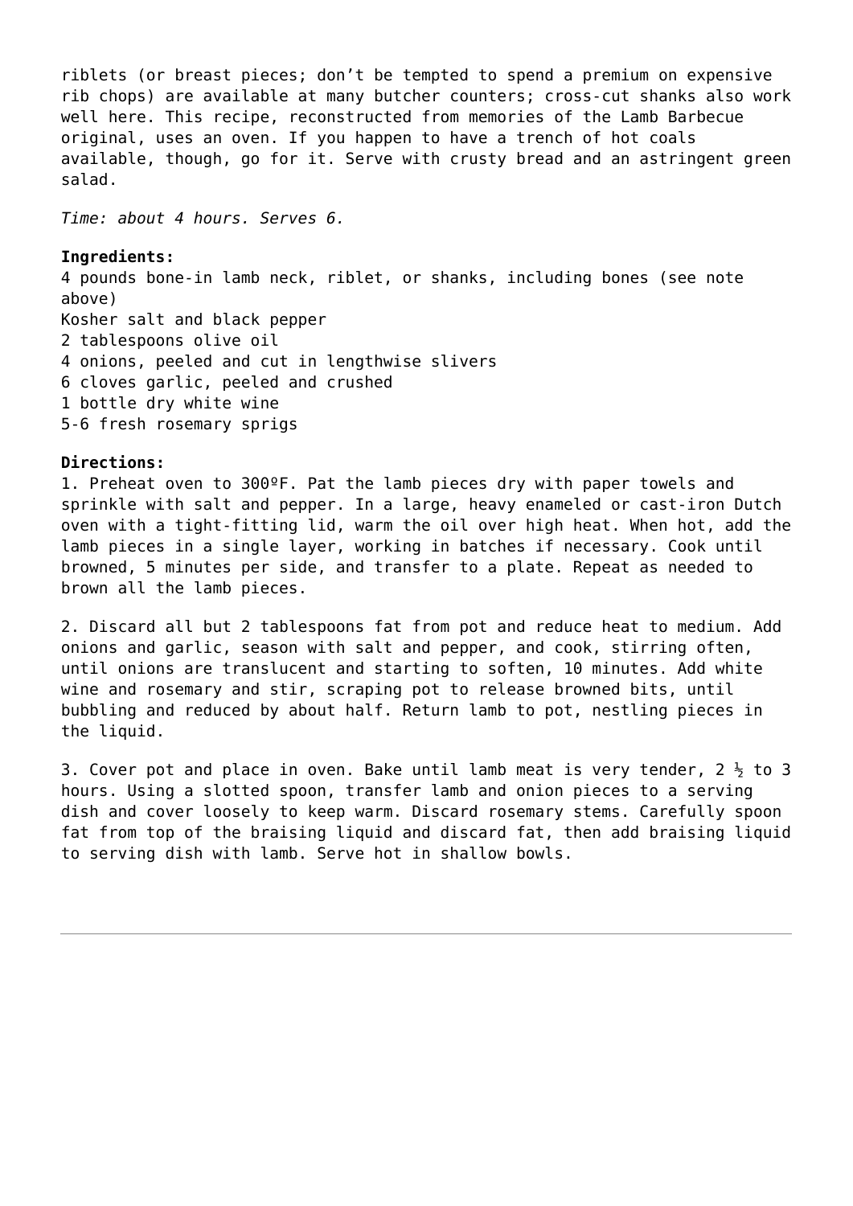riblets (or breast pieces; don't be tempted to spend a premium on expensive rib chops) are available at many butcher counters; cross-cut shanks also work well here. This recipe, reconstructed from memories of the Lamb Barbecue original, uses an oven. If you happen to have a trench of hot coals available, though, go for it. Serve with crusty bread and an astringent green salad.

*Time: about 4 hours. Serves 6.*

**Ingredients:**

4 pounds bone-in lamb neck, riblet, or shanks, including bones (see note above)
Kosher salt and black pepper
2 tablespoons olive oil
4 onions, peeled and cut in lengthwise slivers
6 cloves garlic, peeled and crushed
1 bottle dry white wine
5-6 fresh rosemary sprigs

**Directions:**

1. Preheat oven to 300ºF. Pat the lamb pieces dry with paper towels and sprinkle with salt and pepper. In a large, heavy enameled or cast-iron Dutch oven with a tight-fitting lid, warm the oil over high heat. When hot, add the lamb pieces in a single layer, working in batches if necessary. Cook until browned, 5 minutes per side, and transfer to a plate. Repeat as needed to brown all the lamb pieces.

2. Discard all but 2 tablespoons fat from pot and reduce heat to medium. Add onions and garlic, season with salt and pepper, and cook, stirring often, until onions are translucent and starting to soften, 10 minutes. Add white wine and rosemary and stir, scraping pot to release browned bits, until bubbling and reduced by about half. Return lamb to pot, nestling pieces in the liquid.

3. Cover pot and place in oven. Bake until lamb meat is very tender, 2 ½ to 3 hours. Using a slotted spoon, transfer lamb and onion pieces to a serving dish and cover loosely to keep warm. Discard rosemary stems. Carefully spoon fat from top of the braising liquid and discard fat, then add braising liquid to serving dish with lamb. Serve hot in shallow bowls.

---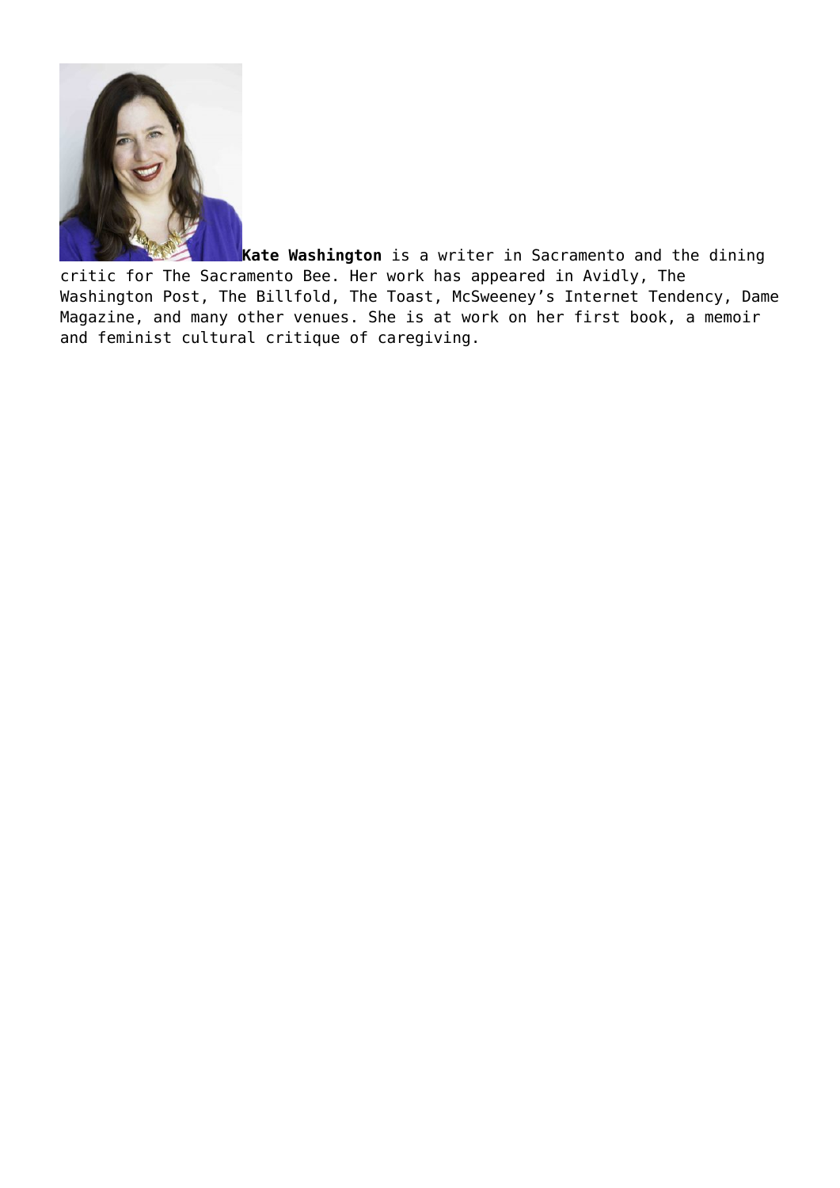**Kate Washington** is a writer in Sacramento and the dining critic for The Sacramento Bee. Her work has appeared in Avidly, The Washington Post, The Billfold, The Toast, McSweeney's Internet Tendency, Dame Magazine, and many other venues. She is at work on her first book, a memoir and feminist cultural critique of caregiving.